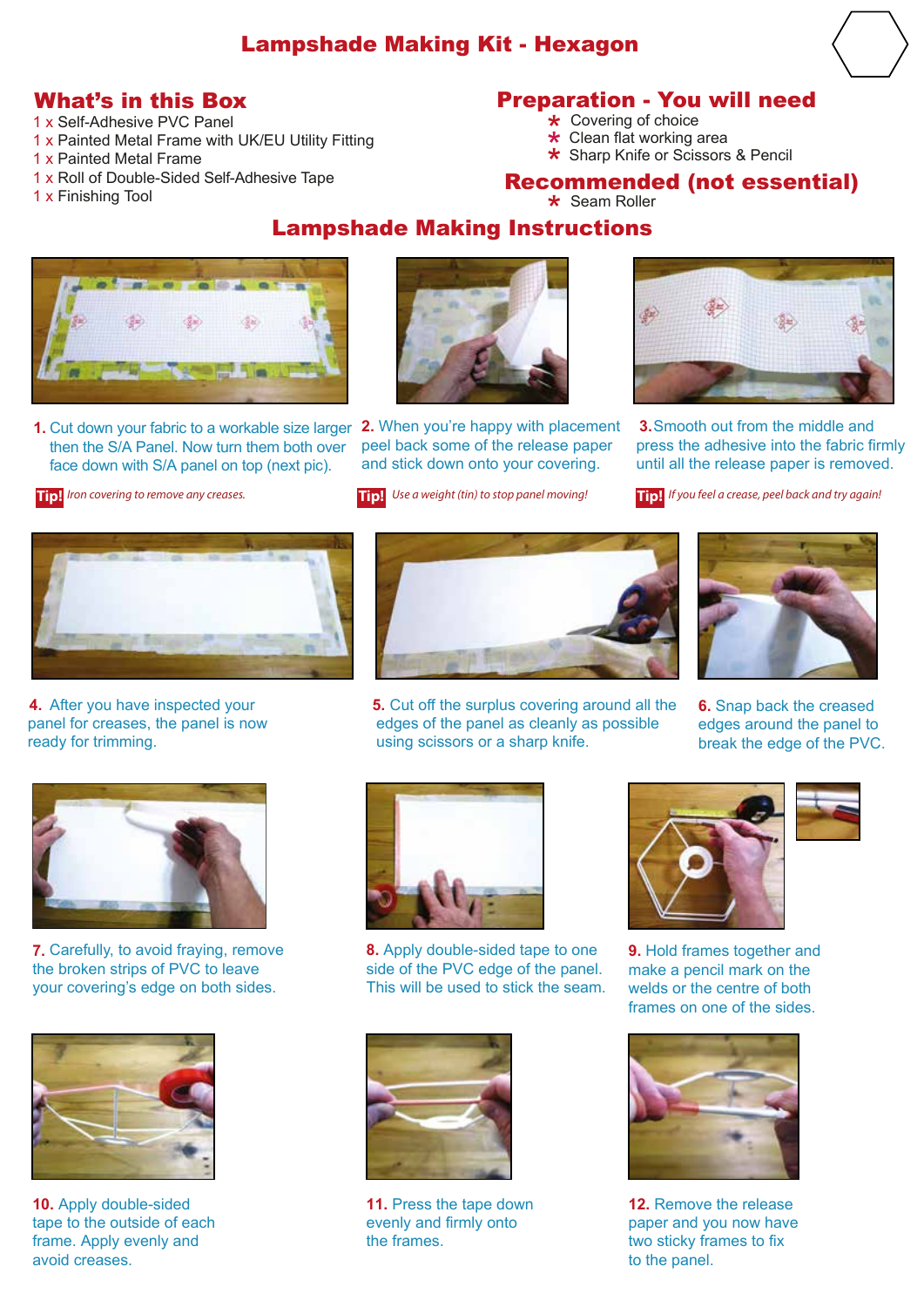# Lampshade Making Kit - Hexagon

## What's in this Box

- 1 x Self-Adhesive PVC Panel
- 1 x Painted Metal Frame with UK/EU Utility Fitting
- 1 x Painted Metal Frame
- 1 x Roll of Double-Sided Self-Adhesive Tape
- 1 x Finishing Tool

## Preparation - You will need

* Covering of choice
* Clean flat working area
* Sharp Knife or Scissors & Pencil

## Recommended (not essential)

* Seam Roller

## Lampshade Making Instructions

**1.** Cut down your fabric to a workable size larger then the S/A Panel. Now turn them both over face down with S/A panel on top (next pic).

**Tip!** *Iron covering to remove any creases.*

**2.** When you're happy with placement peel back some of the release paper and stick down onto your covering.

**Tip!** *Use a weight (tin) to stop panel moving!*

**3.** Smooth out from the middle and press the adhesive into the fabric firmly until all the release paper is removed.

**Tip!** *If you feel a crease, peel back and try again!*

**4.** After you have inspected your panel for creases, the panel is now ready for trimming.

**5.** Cut off the surplus covering around all the edges of the panel as cleanly as possible using scissors or a sharp knife.

**6.** Snap back the creased edges around the panel to break the edge of the PVC.

**7.** Carefully, to avoid fraying, remove the broken strips of PVC to leave your covering's edge on both sides.

**8.** Apply double-sided tape to one side of the PVC edge of the panel. This will be used to stick the seam.

**9.** Hold frames together and make a pencil mark on the welds or the centre of both frames on one of the sides.

**10.** Apply double-sided tape to the outside of each frame. Apply evenly and avoid creases.

**11.** Press the tape down evenly and firmly onto the frames.

**12.** Remove the release paper and you now have two sticky frames to fix to the panel.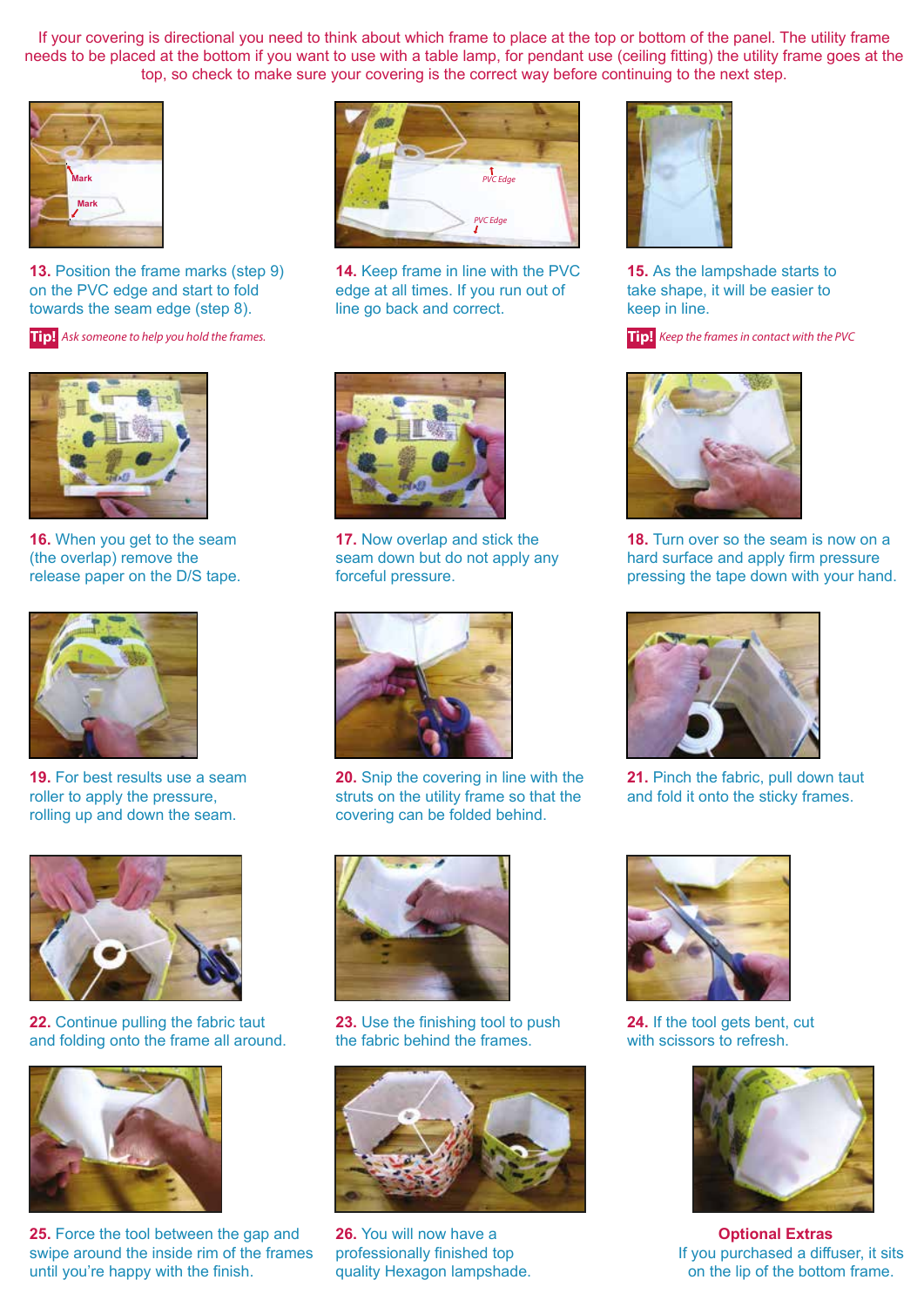If your covering is directional you need to think about which frame to place at the top or bottom of the panel. The utility frame needs to be placed at the bottom if you want to use with a table lamp, for pendant use (ceiling fitting) the utility frame goes at the top, so check to make sure your covering is the correct way before continuing to the next step.

**13.** Position the frame marks (step 9) on the PVC edge and start to fold towards the seam edge (step 8).

**Tip!** *Ask someone to help you hold the frames.*

**14.** Keep frame in line with the PVC edge at all times. If you run out of line go back and correct.

**15.** As the lampshade starts to take shape, it will be easier to keep in line.

**Tip!** *Keep the frames in contact with the PVC*

**16.** When you get to the seam (the overlap) remove the release paper on the D/S tape.

**17.** Now overlap and stick the seam down but do not apply any forceful pressure.

**18.** Turn over so the seam is now on a hard surface and apply firm pressure pressing the tape down with your hand.

**19.** For best results use a seam roller to apply the pressure, rolling up and down the seam.

**20.** Snip the covering in line with the struts on the utility frame so that the covering can be folded behind.

**21.** Pinch the fabric, pull down taut and fold it onto the sticky frames.

**22.** Continue pulling the fabric taut and folding onto the frame all around.

**23.** Use the finishing tool to push the fabric behind the frames.

**24.** If the tool gets bent, cut with scissors to refresh.

**25.** Force the tool between the gap and swipe around the inside rim of the frames until you're happy with the finish.

**26.** You will now have a professionally finished top quality Hexagon lampshade.

**Optional Extras**

If you purchased a diffuser, it sits on the lip of the bottom frame.